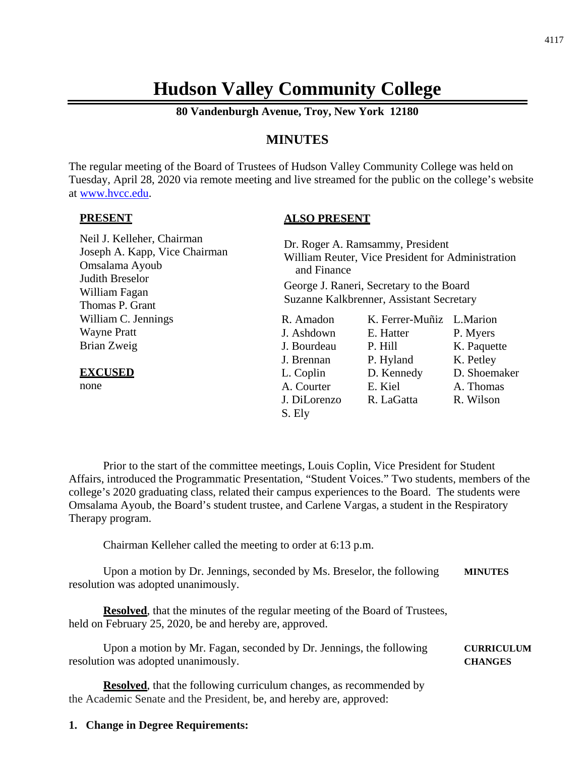# Hudson Valley Community College

**80 Vandenburgh Avenue, Troy, New York 12180**

## MINUTES

The regular meeting of the Board of Trustees of Hudson Valley Community College was held on Tuesday, April 28, 2020 via remote meeting and live streamed for the public on the college's website at www.hvcc.edu.

**PRESENT**

Neil J. Kelleher, Chairman
Joseph A. Kapp, Vice Chairman
Omsalama Ayoub
Judith Breselor
William Fagan
Thomas P. Grant
William C. Jennings
Wayne Pratt
Brian Zweig

**EXCUSED**

none

**ALSO PRESENT**

Dr. Roger A. Ramsammy, President
William Reuter, Vice President for Administration and Finance
George J. Raneri, Secretary to the Board
Suzanne Kalkbrenner, Assistant Secretary

| | | |
|---|---|---|
| R. Amadon | K. Ferrer-Muñiz | L.Marion |
| J. Ashdown | E. Hatter | P. Myers |
| J. Bourdeau | P. Hill | K. Paquette |
| J. Brennan | P. Hyland | K. Petley |
| L. Coplin | D. Kennedy | D. Shoemaker |
| A. Courter | E. Kiel | A. Thomas |
| J. DiLorenzo | R. LaGatta | R. Wilson |
| S. Ely | | |

Prior to the start of the committee meetings, Louis Coplin, Vice President for Student Affairs, introduced the Programmatic Presentation, "Student Voices." Two students, members of the college's 2020 graduating class, related their campus experiences to the Board. The students were Omsalama Ayoub, the Board's student trustee, and Carlene Vargas, a student in the Respiratory Therapy program.

Chairman Kelleher called the meeting to order at 6:13 p.m.

**MINUTES**

Upon a motion by Dr. Jennings, seconded by Ms. Breselor, the following resolution was adopted unanimously.

**Resolved**, that the minutes of the regular meeting of the Board of Trustees, held on February 25, 2020, be and hereby are, approved.

**CURRICULUM CHANGES**

Upon a motion by Mr. Fagan, seconded by Dr. Jennings, the following resolution was adopted unanimously.

**Resolved**, that the following curriculum changes, as recommended by the Academic Senate and the President, be, and hereby are, approved:

**1. Change in Degree Requirements:**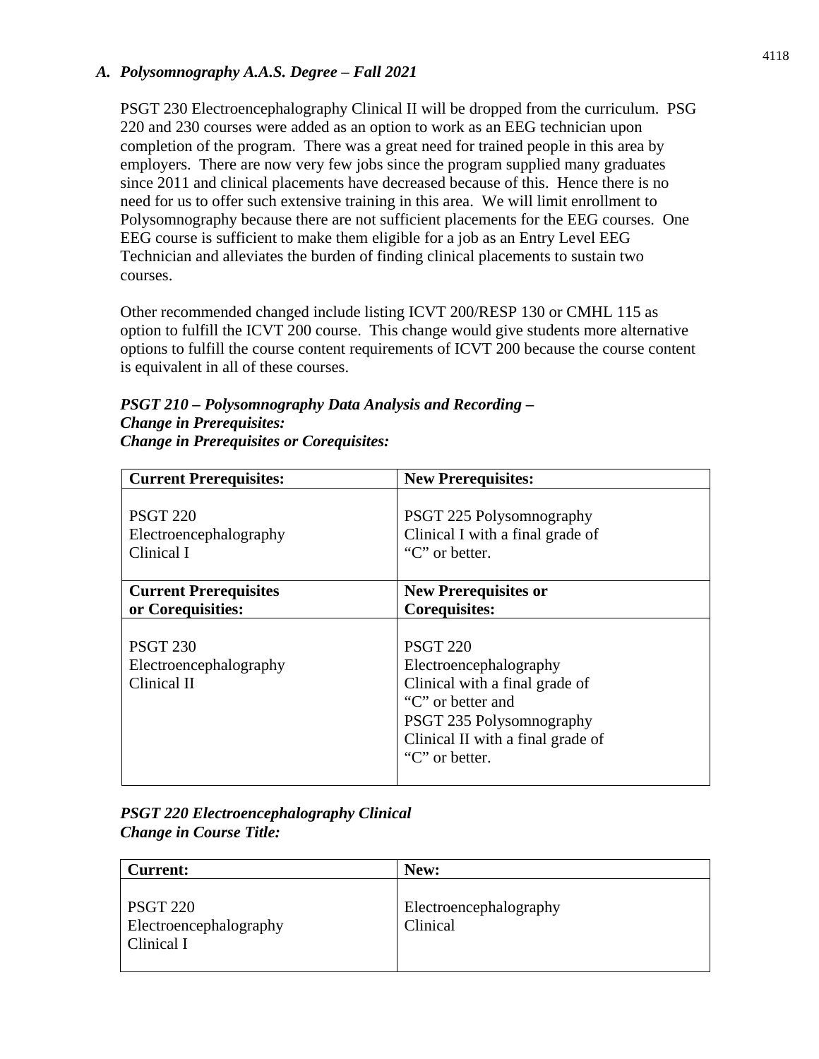### *A. Polysomnography A.A.S. Degree – Fall 2021*

PSGT 230 Electroencephalography Clinical II will be dropped from the curriculum. PSG 220 and 230 courses were added as an option to work as an EEG technician upon completion of the program. There was a great need for trained people in this area by employers. There are now very few jobs since the program supplied many graduates since 2011 and clinical placements have decreased because of this. Hence there is no need for us to offer such extensive training in this area. We will limit enrollment to Polysomnography because there are not sufficient placements for the EEG courses. One EEG course is sufficient to make them eligible for a job as an Entry Level EEG Technician and alleviates the burden of finding clinical placements to sustain two courses.

Other recommended changed include listing ICVT 200/RESP 130 or CMHL 115 as option to fulfill the ICVT 200 course. This change would give students more alternative options to fulfill the course content requirements of ICVT 200 because the course content is equivalent in all of these courses.

***PSGT 210 – Polysomnography Data Analysis and Recording –***
***Change in Prerequisites:***
***Change in Prerequisites or Corequisites:***

| **Current Prerequisites:** | **New Prerequisites:** |
|---|---|
| PSGT 220 Electroencephalography Clinical I | PSGT 225 Polysomnography Clinical I with a final grade of "C" or better. |
| **Current Prerequisites or Corequisities:** | **New Prerequisites or Corequisites:** |
| PSGT 230 Electroencephalography Clinical II | PSGT 220 Electroencephalography Clinical with a final grade of "C" or better and PSGT 235 Polysomnography Clinical II with a final grade of "C" or better. |

***PSGT 220 Electroencephalography Clinical***
***Change in Course Title:***

| **Current:** | **New:** |
|---|---|
| PSGT 220 Electroencephalography Clinical I | Electroencephalography Clinical |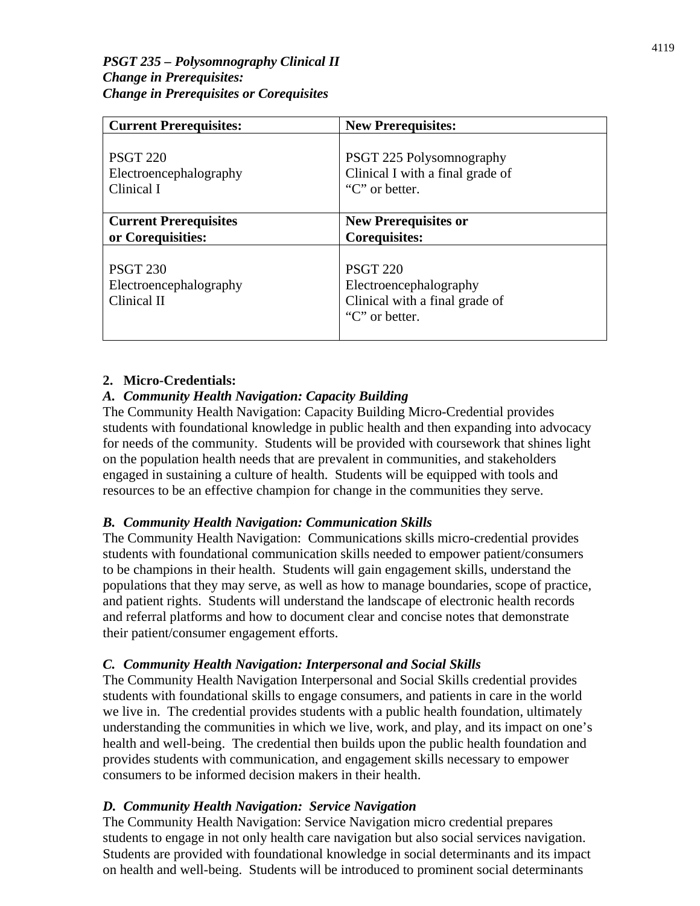***PSGT 235 – Polysomnography Clinical II***
***Change in Prerequisites:***
***Change in Prerequisites or Corequisites***

| **Current Prerequisites:** | **New Prerequisites:** |
|---|---|
| PSGT 220 Electroencephalography Clinical I | PSGT 225 Polysomnography Clinical I with a final grade of "C" or better. |
| **Current Prerequisites or Corequisities:** | **New Prerequisites or Corequisites:** |
| PSGT 230 Electroencephalography Clinical II | PSGT 220 Electroencephalography Clinical with a final grade of "C" or better. |

**2. Micro-Credentials:**

***A. Community Health Navigation: Capacity Building***

The Community Health Navigation: Capacity Building Micro-Credential provides students with foundational knowledge in public health and then expanding into advocacy for needs of the community. Students will be provided with coursework that shines light on the population health needs that are prevalent in communities, and stakeholders engaged in sustaining a culture of health. Students will be equipped with tools and resources to be an effective champion for change in the communities they serve.

***B. Community Health Navigation: Communication Skills***

The Community Health Navigation: Communications skills micro-credential provides students with foundational communication skills needed to empower patient/consumers to be champions in their health. Students will gain engagement skills, understand the populations that they may serve, as well as how to manage boundaries, scope of practice, and patient rights. Students will understand the landscape of electronic health records and referral platforms and how to document clear and concise notes that demonstrate their patient/consumer engagement efforts.

***C. Community Health Navigation: Interpersonal and Social Skills***

The Community Health Navigation Interpersonal and Social Skills credential provides students with foundational skills to engage consumers, and patients in care in the world we live in. The credential provides students with a public health foundation, ultimately understanding the communities in which we live, work, and play, and its impact on one's health and well-being. The credential then builds upon the public health foundation and provides students with communication, and engagement skills necessary to empower consumers to be informed decision makers in their health.

***D. Community Health Navigation: Service Navigation***

The Community Health Navigation: Service Navigation micro credential prepares students to engage in not only health care navigation but also social services navigation. Students are provided with foundational knowledge in social determinants and its impact on health and well-being. Students will be introduced to prominent social determinants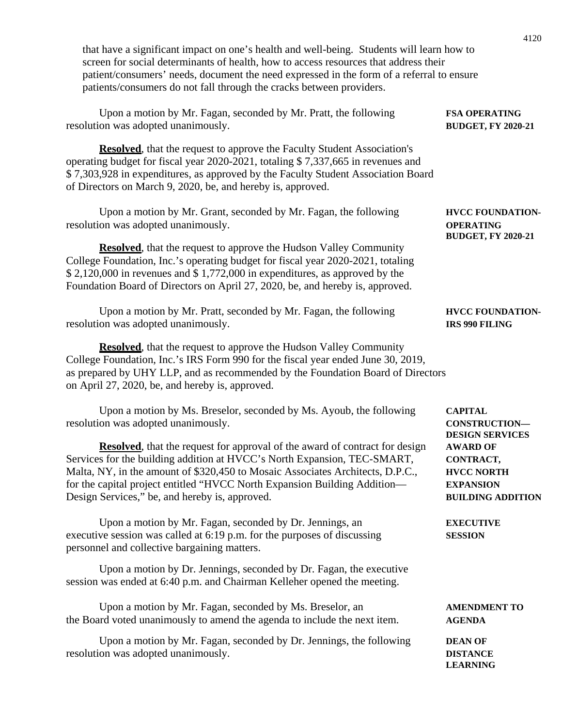that have a significant impact on one's health and well-being. Students will learn how to screen for social determinants of health, how to access resources that address their patient/consumers' needs, document the need expressed in the form of a referral to ensure patients/consumers do not fall through the cracks between providers.

**FSA OPERATING BUDGET, FY 2020-21**

Upon a motion by Mr. Fagan, seconded by Mr. Pratt, the following resolution was adopted unanimously.

**Resolved**, that the request to approve the Faculty Student Association's operating budget for fiscal year 2020-2021, totaling $ 7,337,665 in revenues and $ 7,303,928 in expenditures, as approved by the Faculty Student Association Board of Directors on March 9, 2020, be, and hereby is, approved.

**HVCC FOUNDATION-OPERATING BUDGET, FY 2020-21**

Upon a motion by Mr. Grant, seconded by Mr. Fagan, the following resolution was adopted unanimously.

**Resolved**, that the request to approve the Hudson Valley Community College Foundation, Inc.'s operating budget for fiscal year 2020-2021, totaling $ 2,120,000 in revenues and $ 1,772,000 in expenditures, as approved by the Foundation Board of Directors on April 27, 2020, be, and hereby is, approved.

**HVCC FOUNDATION-IRS 990 FILING**

Upon a motion by Mr. Pratt, seconded by Mr. Fagan, the following resolution was adopted unanimously.

**Resolved**, that the request to approve the Hudson Valley Community College Foundation, Inc.'s IRS Form 990 for the fiscal year ended June 30, 2019, as prepared by UHY LLP, and as recommended by the Foundation Board of Directors on April 27, 2020, be, and hereby is, approved.

**CAPITAL CONSTRUCTION—DESIGN SERVICES AWARD OF CONTRACT, HVCC NORTH EXPANSION BUILDING ADDITION**

Upon a motion by Ms. Breselor, seconded by Ms. Ayoub, the following resolution was adopted unanimously.

**Resolved**, that the request for approval of the award of contract for design Services for the building addition at HVCC's North Expansion, TEC-SMART, Malta, NY, in the amount of $320,450 to Mosaic Associates Architects, D.P.C., for the capital project entitled "HVCC North Expansion Building Addition—Design Services," be, and hereby is, approved.

**EXECUTIVE SESSION**

Upon a motion by Mr. Fagan, seconded by Dr. Jennings, an executive session was called at 6:19 p.m. for the purposes of discussing personnel and collective bargaining matters.

Upon a motion by Dr. Jennings, seconded by Dr. Fagan, the executive session was ended at 6:40 p.m. and Chairman Kelleher opened the meeting.

**AMENDMENT TO AGENDA**

Upon a motion by Mr. Fagan, seconded by Ms. Breselor, an the Board voted unanimously to amend the agenda to include the next item.

**DEAN OF DISTANCE LEARNING**

Upon a motion by Mr. Fagan, seconded by Dr. Jennings, the following resolution was adopted unanimously.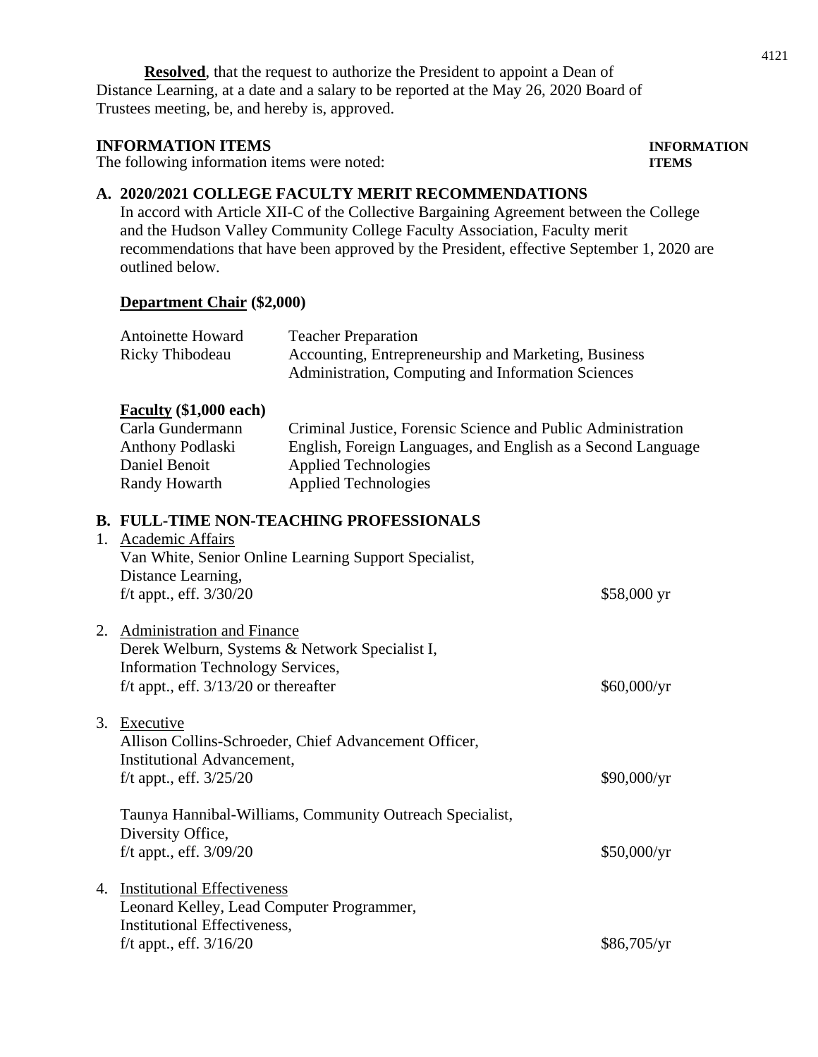**Resolved**, that the request to authorize the President to appoint a Dean of Distance Learning, at a date and a salary to be reported at the May 26, 2020 Board of Trustees meeting, be, and hereby is, approved.

**INFORMATION ITEMS** **INFORMATION ITEMS**

The following information items were noted:

**A. 2020/2021 COLLEGE FACULTY MERIT RECOMMENDATIONS**

In accord with Article XII-C of the Collective Bargaining Agreement between the College and the Hudson Valley Community College Faculty Association, Faculty merit recommendations that have been approved by the President, effective September 1, 2020 are outlined below.

**Department Chair (\$2,000)**

| | |
|---|---|
| Antoinette Howard | Teacher Preparation |
| Ricky Thibodeau | Accounting, Entrepreneurship and Marketing, Business Administration, Computing and Information Sciences |

**Faculty (\$1,000 each)**

| | |
|---|---|
| Carla Gundermann | Criminal Justice, Forensic Science and Public Administration |
| Anthony Podlaski | English, Foreign Languages, and English as a Second Language |
| Daniel Benoit | Applied Technologies |
| Randy Howarth | Applied Technologies |

**B. FULL-TIME NON-TEACHING PROFESSIONALS**

1. Academic Affairs
   Van White, Senior Online Learning Support Specialist,
   Distance Learning,
   f/t appt., eff. 3/30/20 — \$58,000 yr

2. Administration and Finance
   Derek Welburn, Systems & Network Specialist I,
   Information Technology Services,
   f/t appt., eff. 3/13/20 or thereafter — \$60,000/yr

3. Executive
   Allison Collins-Schroeder, Chief Advancement Officer,
   Institutional Advancement,
   f/t appt., eff. 3/25/20 — \$90,000/yr

   Taunya Hannibal-Williams, Community Outreach Specialist,
   Diversity Office,
   f/t appt., eff. 3/09/20 — \$50,000/yr

4. Institutional Effectiveness
   Leonard Kelley, Lead Computer Programmer,
   Institutional Effectiveness,
   f/t appt., eff. 3/16/20 — \$86,705/yr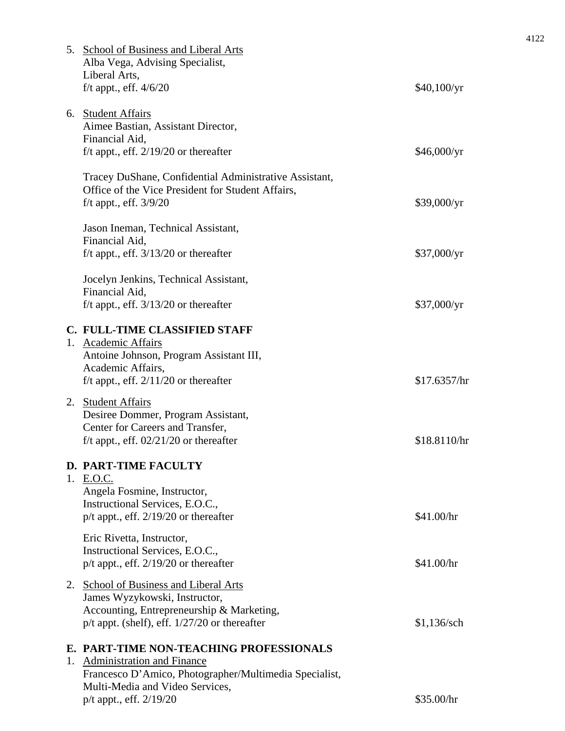5. School of Business and Liberal Arts
   Alba Vega, Advising Specialist,
   Liberal Arts,
   f/t appt., eff. 4/6/20 — $40,100/yr

6. Student Affairs
   Aimee Bastian, Assistant Director,
   Financial Aid,
   f/t appt., eff. 2/19/20 or thereafter — $46,000/yr

   Tracey DuShane, Confidential Administrative Assistant,
   Office of the Vice President for Student Affairs,
   f/t appt., eff. 3/9/20 — $39,000/yr

   Jason Ineman, Technical Assistant,
   Financial Aid,
   f/t appt., eff. 3/13/20 or thereafter — $37,000/yr

   Jocelyn Jenkins, Technical Assistant,
   Financial Aid,
   f/t appt., eff. 3/13/20 or thereafter — $37,000/yr

**C. FULL-TIME CLASSIFIED STAFF**

1. Academic Affairs
   Antoine Johnson, Program Assistant III,
   Academic Affairs,
   f/t appt., eff. 2/11/20 or thereafter — $17.6357/hr

2. Student Affairs
   Desiree Dommer, Program Assistant,
   Center for Careers and Transfer,
   f/t appt., eff. 02/21/20 or thereafter — $18.8110/hr

**D. PART-TIME FACULTY**

1. E.O.C.
   Angela Fosmine, Instructor,
   Instructional Services, E.O.C.,
   p/t appt., eff. 2/19/20 or thereafter — $41.00/hr

   Eric Rivetta, Instructor,
   Instructional Services, E.O.C.,
   p/t appt., eff. 2/19/20 or thereafter — $41.00/hr

2. School of Business and Liberal Arts
   James Wyzykowski, Instructor,
   Accounting, Entrepreneurship & Marketing,
   p/t appt. (shelf), eff. 1/27/20 or thereafter — $1,136/sch

**E. PART-TIME NON-TEACHING PROFESSIONALS**

1. Administration and Finance
   Francesco D'Amico, Photographer/Multimedia Specialist,
   Multi-Media and Video Services,
   p/t appt., eff. 2/19/20 — $35.00/hr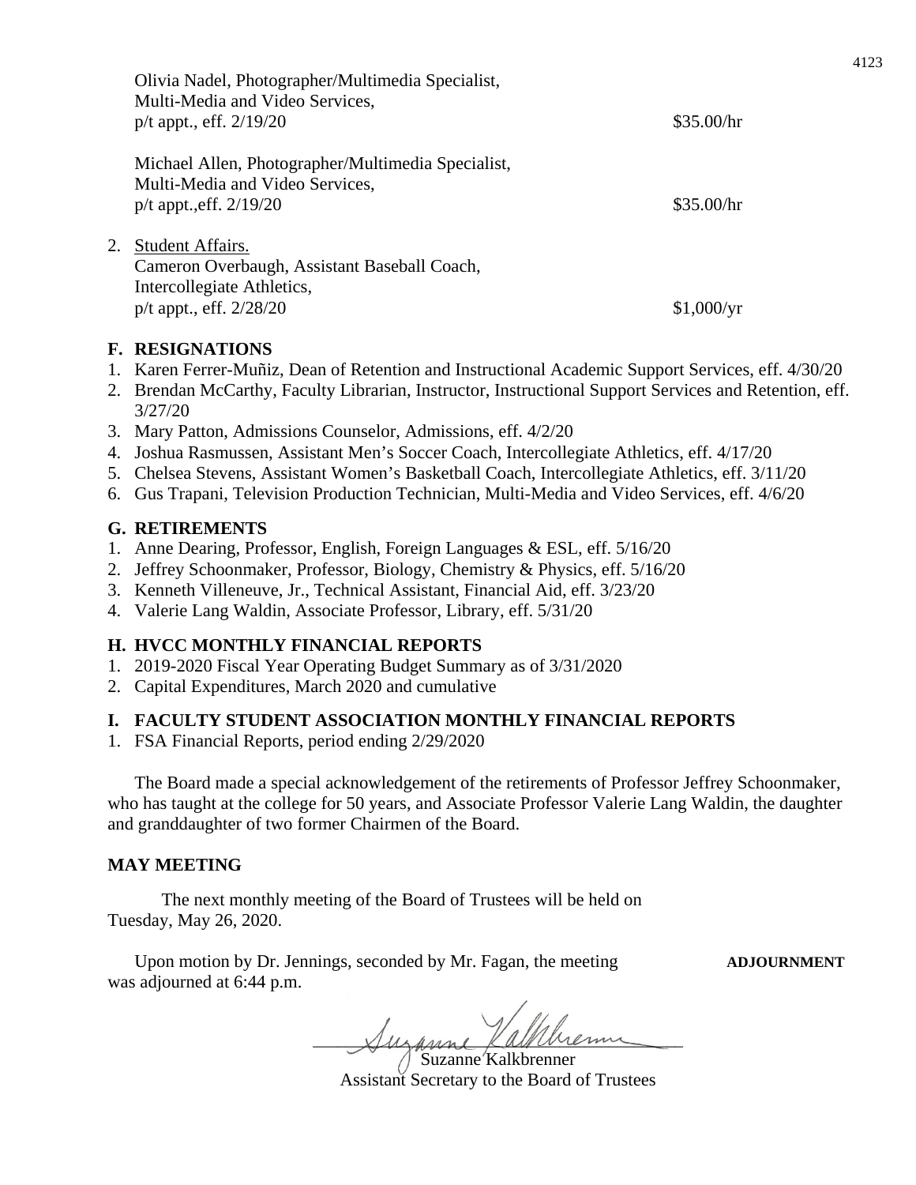Olivia Nadel, Photographer/Multimedia Specialist,
Multi-Media and Video Services,
p/t appt., eff. 2/19/20 $35.00/hr

Michael Allen, Photographer/Multimedia Specialist,
Multi-Media and Video Services,
p/t appt.,eff. 2/19/20 $35.00/hr

2. Student Affairs.
   Cameron Overbaugh, Assistant Baseball Coach,
   Intercollegiate Athletics,
   p/t appt., eff. 2/28/20 $1,000/yr

**F. RESIGNATIONS**

1. Karen Ferrer-Muñiz, Dean of Retention and Instructional Academic Support Services, eff. 4/30/20
2. Brendan McCarthy, Faculty Librarian, Instructor, Instructional Support Services and Retention, eff. 3/27/20
3. Mary Patton, Admissions Counselor, Admissions, eff. 4/2/20
4. Joshua Rasmussen, Assistant Men's Soccer Coach, Intercollegiate Athletics, eff. 4/17/20
5. Chelsea Stevens, Assistant Women's Basketball Coach, Intercollegiate Athletics, eff. 3/11/20
6. Gus Trapani, Television Production Technician, Multi-Media and Video Services, eff. 4/6/20

**G. RETIREMENTS**

1. Anne Dearing, Professor, English, Foreign Languages & ESL, eff. 5/16/20
2. Jeffrey Schoonmaker, Professor, Biology, Chemistry & Physics, eff. 5/16/20
3. Kenneth Villeneuve, Jr., Technical Assistant, Financial Aid, eff. 3/23/20
4. Valerie Lang Waldin, Associate Professor, Library, eff. 5/31/20

**H. HVCC MONTHLY FINANCIAL REPORTS**

1. 2019-2020 Fiscal Year Operating Budget Summary as of 3/31/2020
2. Capital Expenditures, March 2020 and cumulative

**I. FACULTY STUDENT ASSOCIATION MONTHLY FINANCIAL REPORTS**

1. FSA Financial Reports, period ending 2/29/2020

The Board made a special acknowledgement of the retirements of Professor Jeffrey Schoonmaker, who has taught at the college for 50 years, and Associate Professor Valerie Lang Waldin, the daughter and granddaughter of two former Chairmen of the Board.

**MAY MEETING**

The next monthly meeting of the Board of Trustees will be held on Tuesday, May 26, 2020.

Upon motion by Dr. Jennings, seconded by Mr. Fagan, the meeting was adjourned at 6:44 p.m. **ADJOURNMENT**

Suzanne Kalkbrenner
Assistant Secretary to the Board of Trustees